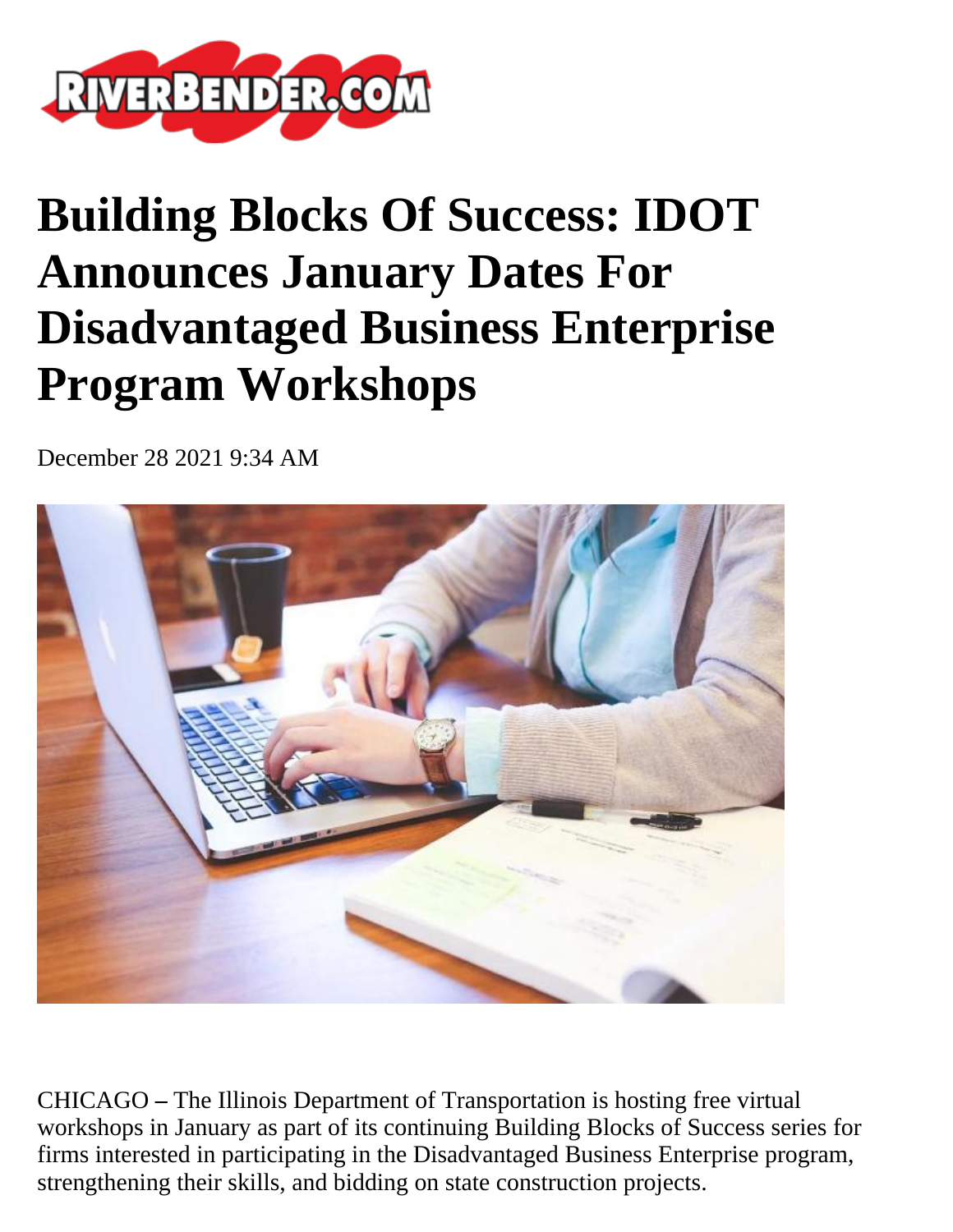# Building Blocks Of Success: IDOT Announces January Dates For Disadvantaged Business Enterprise Program Workshops

December 28 2021 9:34 AM

CHICAGO – The Illinois Department of Transportation is hosting free virtual workshops in January as part of its continuing Building Blocks of Success series for firms interested in participating in the Disadvantaged Business Enterprise program, strengthening their skills, and bidding on state construction projects.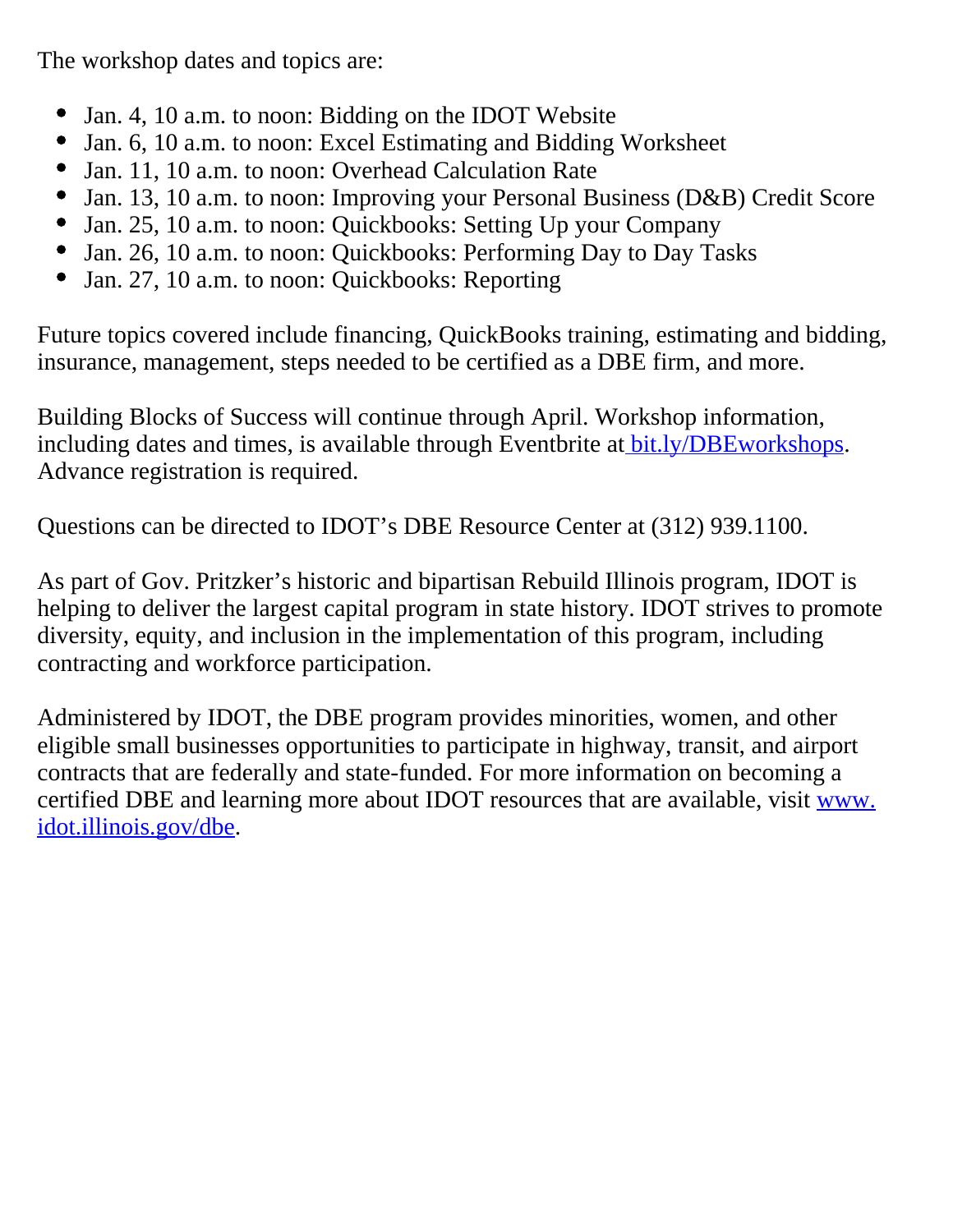The workshop dates and topics are:

- Jan. 4, 10 a.m. to noon: Bidding on the IDOT Website
- Jan. 6, 10 a.m. to noon: Excel Estimating and Bidding Worksheet
- Jan. 11, 10 a.m. to noon: Overhead Calculation Rate
- Jan. 13, 10 a.m. to noon: Improving your Personal Business (D&B) Credit Score
- Jan. 25, 10 a.m. to noon: Quickbooks: Setting Up your Company
- Jan. 26, 10 a.m. to noon: Quickbooks: Performing Day to Day Tasks
- Jan. 27, 10 a.m. to noon: Quickbooks: Reporting

Future topics covered include financing, QuickBooks training, estimating and bidding, insurance, management, steps needed to be certified as a DBE firm, and more.

Building Blocks of Success will continue through April. Workshop information, including dates and times, is available through Eventbrite at bit.ly/DBEworkshops. Advance registration is required.

Questions can be directed to IDOT's DBE Resource Center at (312) 939.1100.

As part of Gov. Pritzker's historic and bipartisan Rebuild Illinois program, IDOT is helping to deliver the largest capital program in state history. IDOT strives to promote diversity, equity, and inclusion in the implementation of this program, including contracting and workforce participation.

Administered by IDOT, the DBE program provides minorities, women, and other eligible small businesses opportunities to participate in highway, transit, and airport contracts that are federally and state-funded. For more information on becoming a certified DBE and learning more about IDOT resources that are available, visit www.idot.illinois.gov/dbe.